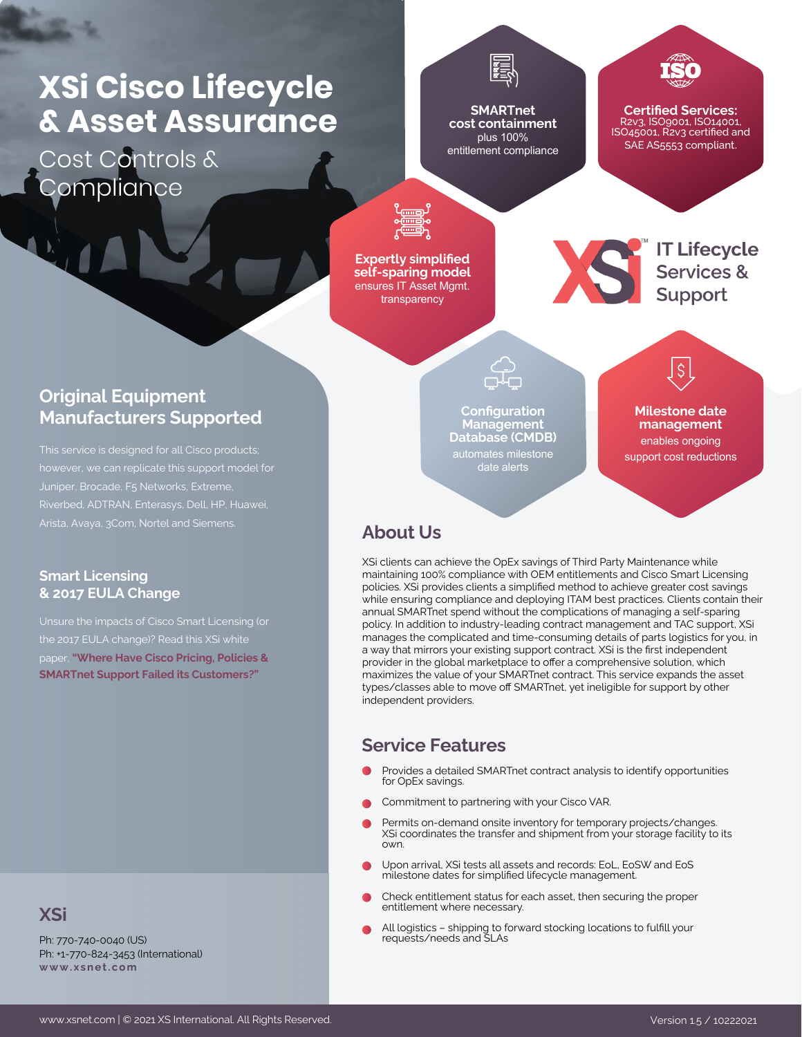# XSi Cisco Lifecycle & Asset Assurance

Cost Controls & Compliance

**SMARTnet cost containment** plus 100% entitlement compliance

**Certified Services:** R2v3, ISO9001, ISO14001, ISO45001, R2v3 certified and SAE AS5553 compliant.

**Expertly simplified self-sparing model** ensures IT Asset Mgmt. transparency

XSi IT Lifecycle Services & Support

**Configuration Management Database (CMDB)** automates milestone date alerts

**Milestone date management** enables ongoing support cost reductions

## Original Equipment Manufacturers Supported

This service is designed for all Cisco products; however, we can replicate this support model for Juniper, Brocade, F5 Networks, Extreme, Riverbed, ADTRAN, Enterasys, Dell, HP, Huawei, Arista, Avaya, 3Com, Nortel and Siemens.

### Smart Licensing & 2017 EULA Change

Unsure the impacts of Cisco Smart Licensing (or the 2017 EULA change)? Read this XSi white paper, **"Where Have Cisco Pricing, Policies & SMARTnet Support Failed its Customers?"**

## About Us

XSi clients can achieve the OpEx savings of Third Party Maintenance while maintaining 100% compliance with OEM entitlements and Cisco Smart Licensing policies. XSi provides clients a simplified method to achieve greater cost savings while ensuring compliance and deploying ITAM best practices. Clients contain their annual SMARTnet spend without the complications of managing a self-sparing policy. In addition to industry-leading contract management and TAC support, XSi manages the complicated and time-consuming details of parts logistics for you, in a way that mirrors your existing support contract. XSi is the first independent provider in the global marketplace to offer a comprehensive solution, which maximizes the value of your SMARTnet contract. This service expands the asset types/classes able to move off SMARTnet, yet ineligible for support by other independent providers.

## Service Features

- Provides a detailed SMARTnet contract analysis to identify opportunities for OpEx savings.
- Commitment to partnering with your Cisco VAR.
- Permits on-demand onsite inventory for temporary projects/changes. XSi coordinates the transfer and shipment from your storage facility to its own.
- Upon arrival, XSi tests all assets and records: EoL, EoSW and EoS milestone dates for simplified lifecycle management.
- Check entitlement status for each asset, then securing the proper entitlement where necessary.
- All logistics – shipping to forward stocking locations to fulfill your requests/needs and SLAs

## XSi

Ph: 770-740-0040 (US)
Ph: +1-770-824-3453 (International)
**www.xsnet.com**

www.xsnet.com | © 2021 XS International. All Rights Reserved.

Version 1.5 / 10222021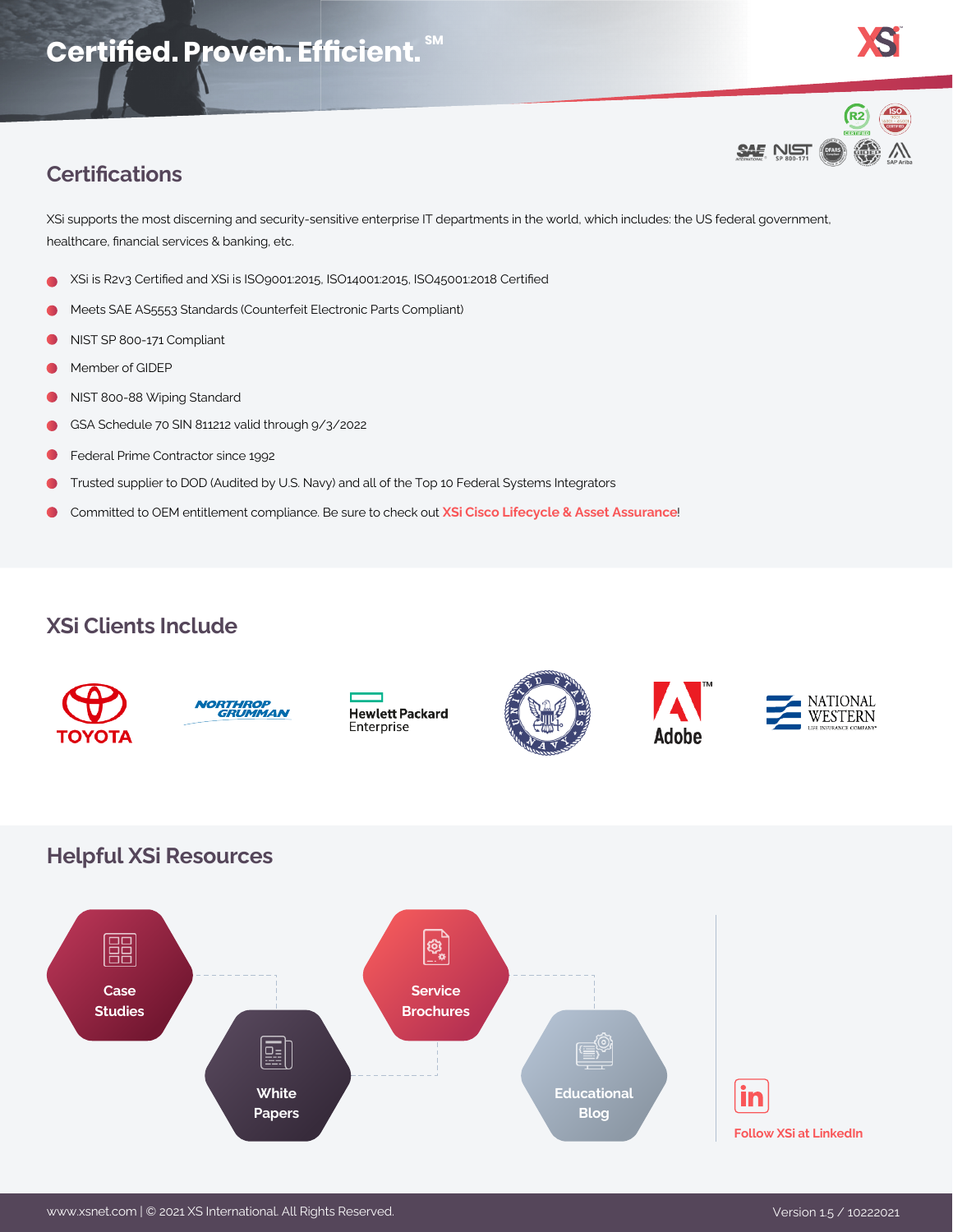# Certified. Proven. Efficient.SM

## Certifications

XSi supports the most discerning and security-sensitive enterprise IT departments in the world, which includes: the US federal government, healthcare, financial services & banking, etc.

- XSi is R2v3 Certified and XSi is ISO9001:2015, ISO14001:2015, ISO45001:2018 Certified
- Meets SAE AS5553 Standards (Counterfeit Electronic Parts Compliant)
- NIST SP 800-171 Compliant
- Member of GIDEP
- NIST 800-88 Wiping Standard
- GSA Schedule 70 SIN 811212 valid through 9/3/2022
- Federal Prime Contractor since 1992
- Trusted supplier to DOD (Audited by U.S. Navy) and all of the Top 10 Federal Systems Integrators
- Committed to OEM entitlement compliance. Be sure to check out **XSi Cisco Lifecycle & Asset Assurance**!

## XSi Clients Include

TOYOTA

NORTHROP GRUMMAN

Hewlett Packard Enterprise

United States Navy

Adobe

National Western Life Insurance Company

## Helpful XSi Resources

- Case Studies
- White Papers
- Service Brochures
- Educational Blog

**Follow XSi at LinkedIn**

www.xsnet.com | © 2021 XS International. All Rights Reserved.

Version 1.5 / 10222021